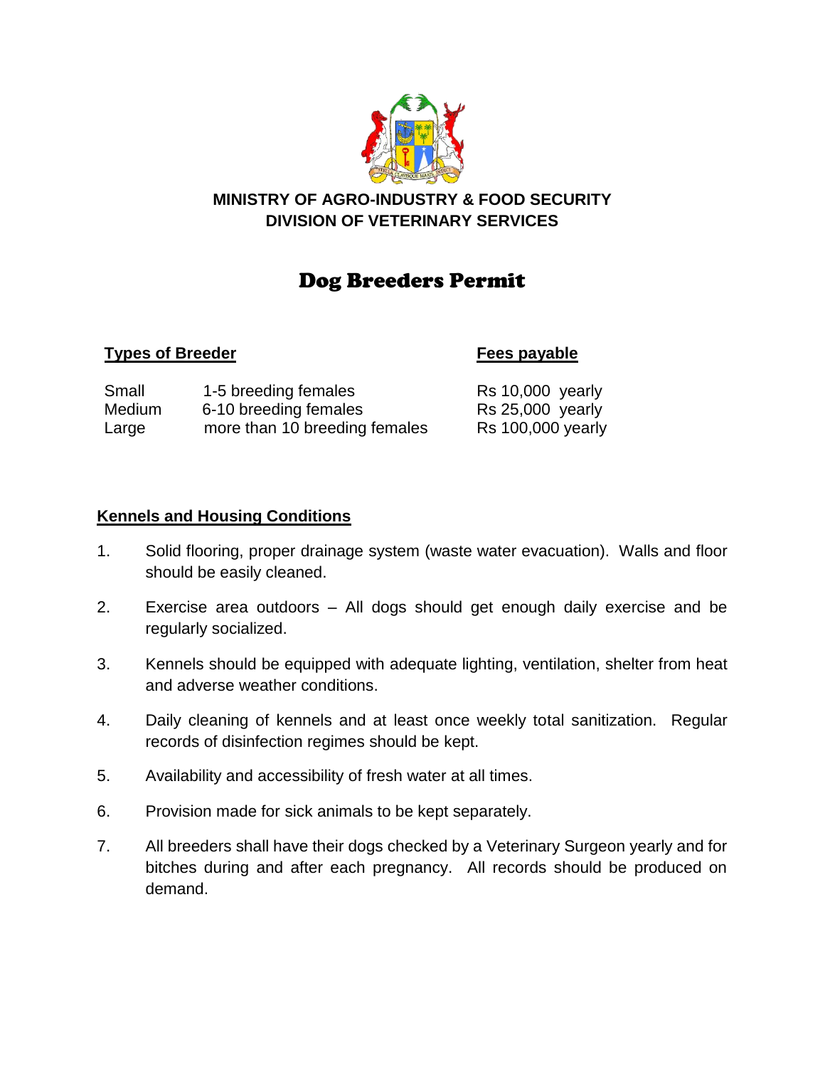**MINISTRY OF AGRO-INDUSTRY & FOOD SECURITY**
**DIVISION OF VETERINARY SERVICES**

# Dog Breeders Permit

| Types of Breeder | | Fees payable |
|---|---|---|
| Small | 1-5 breeding females | Rs 10,000 yearly |
| Medium | 6-10 breeding females | Rs 25,000 yearly |
| Large | more than 10 breeding females | Rs 100,000 yearly |

## Kennels and Housing Conditions

1. Solid flooring, proper drainage system (waste water evacuation). Walls and floor should be easily cleaned.

2. Exercise area outdoors – All dogs should get enough daily exercise and be regularly socialized.

3. Kennels should be equipped with adequate lighting, ventilation, shelter from heat and adverse weather conditions.

4. Daily cleaning of kennels and at least once weekly total sanitization. Regular records of disinfection regimes should be kept.

5. Availability and accessibility of fresh water at all times.

6. Provision made for sick animals to be kept separately.

7. All breeders shall have their dogs checked by a Veterinary Surgeon yearly and for bitches during and after each pregnancy. All records should be produced on demand.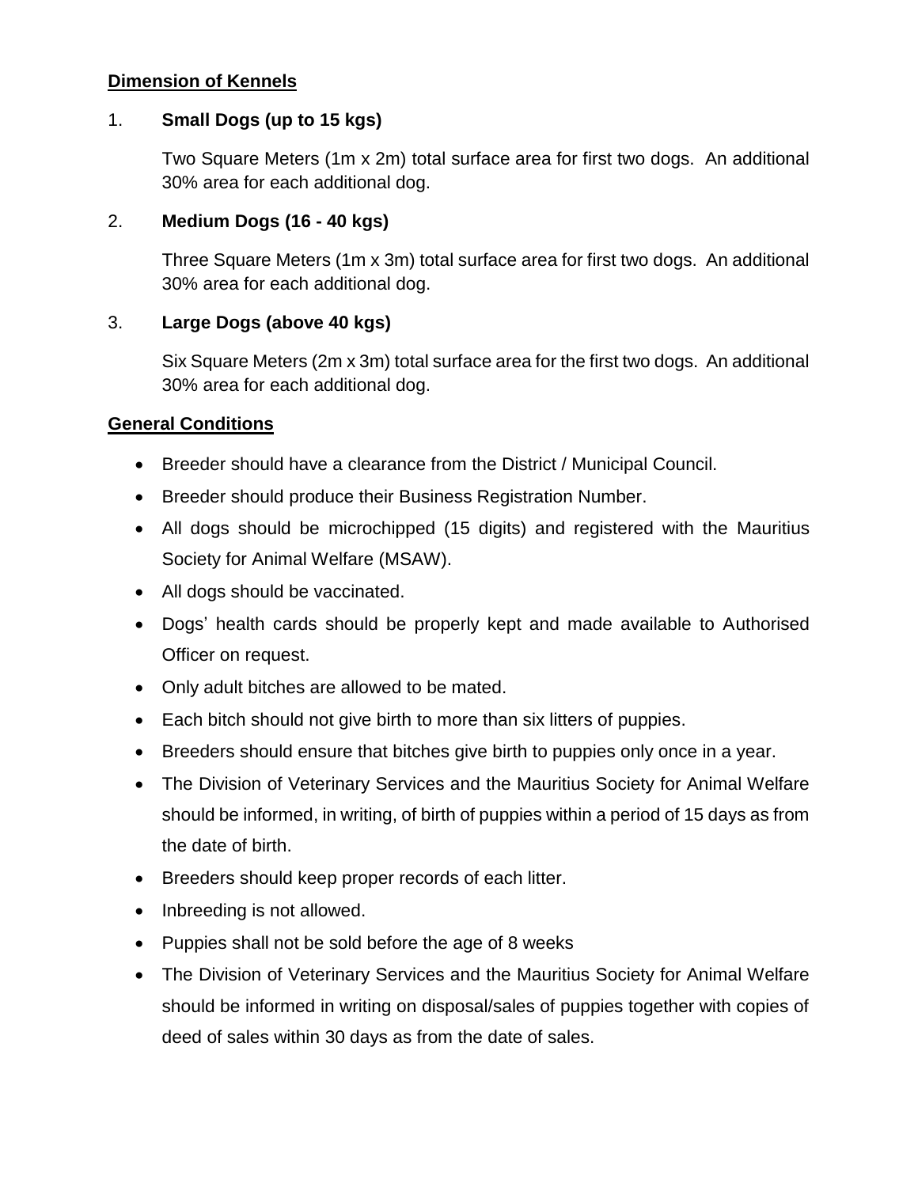**Dimension of Kennels**

1. **Small Dogs (up to 15 kgs)**

   Two Square Meters (1m x 2m) total surface area for first two dogs. An additional 30% area for each additional dog.

2. **Medium Dogs (16 - 40 kgs)**

   Three Square Meters (1m x 3m) total surface area for first two dogs. An additional 30% area for each additional dog.

3. **Large Dogs (above 40 kgs)**

   Six Square Meters (2m x 3m) total surface area for the first two dogs. An additional 30% area for each additional dog.

**General Conditions**

- Breeder should have a clearance from the District / Municipal Council.
- Breeder should produce their Business Registration Number.
- All dogs should be microchipped (15 digits) and registered with the Mauritius Society for Animal Welfare (MSAW).
- All dogs should be vaccinated.
- Dogs' health cards should be properly kept and made available to Authorised Officer on request.
- Only adult bitches are allowed to be mated.
- Each bitch should not give birth to more than six litters of puppies.
- Breeders should ensure that bitches give birth to puppies only once in a year.
- The Division of Veterinary Services and the Mauritius Society for Animal Welfare should be informed, in writing, of birth of puppies within a period of 15 days as from the date of birth.
- Breeders should keep proper records of each litter.
- Inbreeding is not allowed.
- Puppies shall not be sold before the age of 8 weeks
- The Division of Veterinary Services and the Mauritius Society for Animal Welfare should be informed in writing on disposal/sales of puppies together with copies of deed of sales within 30 days as from the date of sales.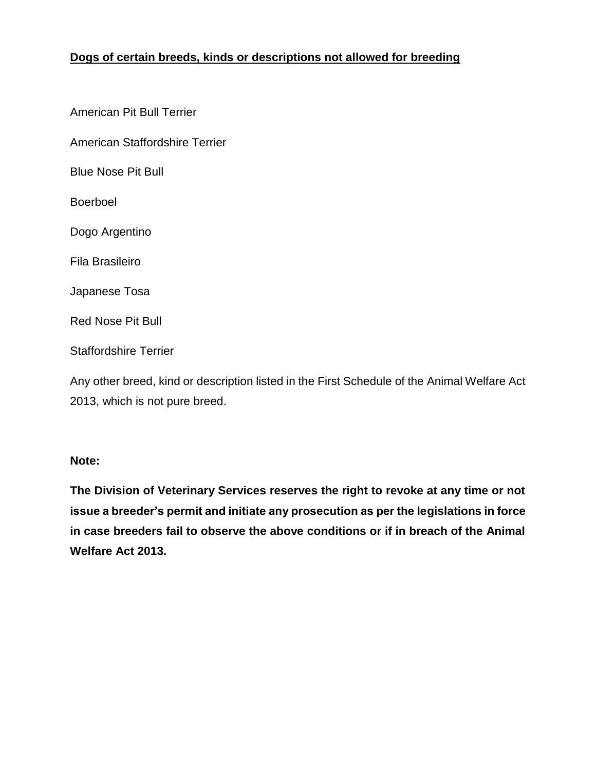## **Dogs of certain breeds, kinds or descriptions not allowed for breeding**

American Pit Bull Terrier

American Staffordshire Terrier

Blue Nose Pit Bull

Boerboel

Dogo Argentino

Fila Brasileiro

Japanese Tosa

Red Nose Pit Bull

Staffordshire Terrier

Any other breed, kind or description listed in the First Schedule of the Animal Welfare Act 2013, which is not pure breed.

**Note:**

**The Division of Veterinary Services reserves the right to revoke at any time or not issue a breeder's permit and initiate any prosecution as per the legislations in force in case breeders fail to observe the above conditions or if in breach of the Animal Welfare Act 2013.**